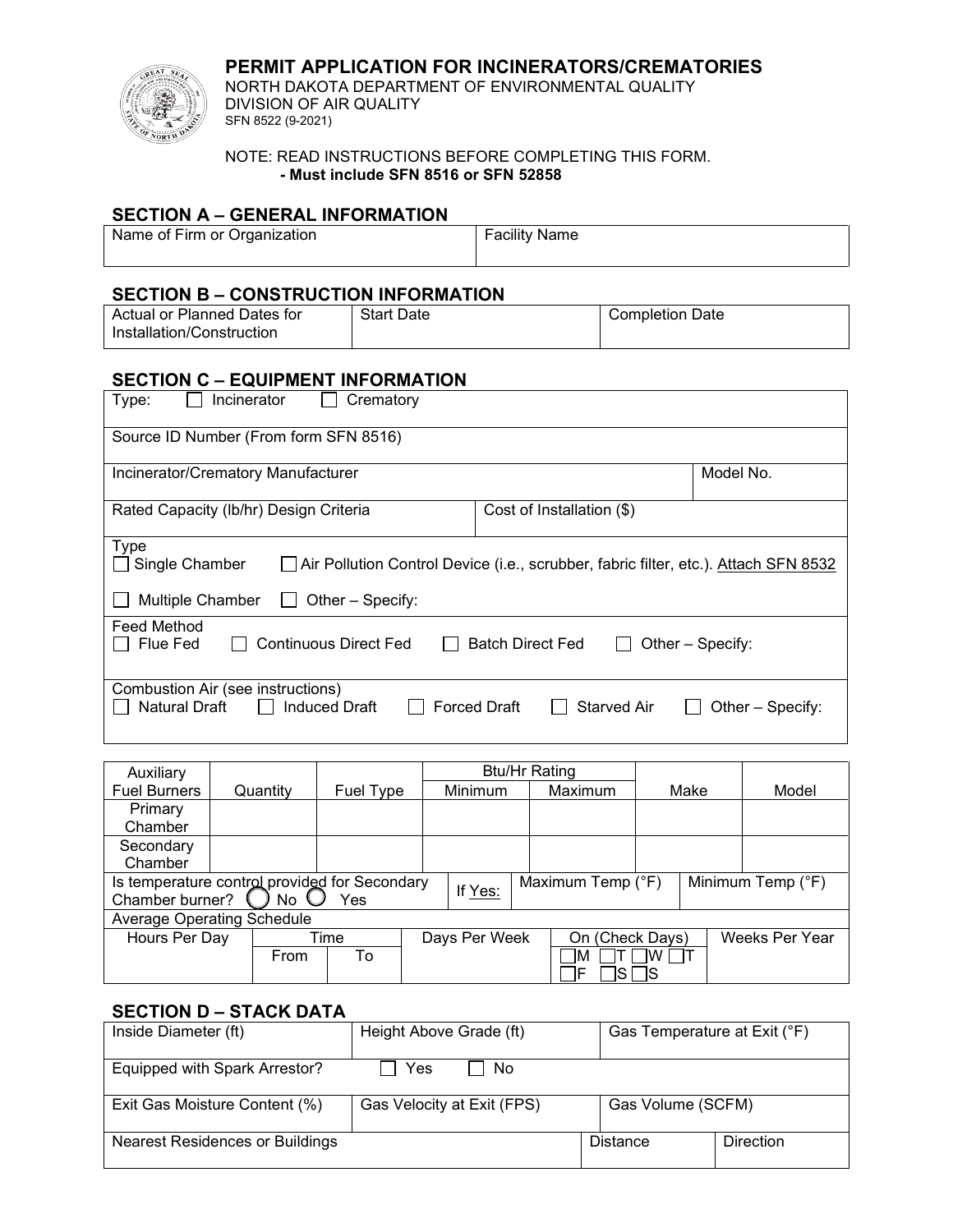# PERMIT APPLICATION FOR INCINERATORS/CREMATORIES

NORTH DAKOTA DEPARTMENT OF ENVIRONMENTAL QUALITY
DIVISION OF AIR QUALITY
SFN 8522 (9-2021)

NOTE: READ INSTRUCTIONS BEFORE COMPLETING THIS FORM.
**- Must include SFN 8516 or SFN 52858**

## SECTION A – GENERAL INFORMATION

| Name of Firm or Organization | Facility Name |
|---|---|
| | |

## SECTION B – CONSTRUCTION INFORMATION

| Actual or Planned Dates for Installation/Construction | Start Date | Completion Date |
|---|---|---|

## SECTION C – EQUIPMENT INFORMATION

Type: ☐ Incinerator ☐ Crematory

Source ID Number (From form SFN 8516)

| Incinerator/Crematory Manufacturer | Model No. |
|---|---|
| | |

| Rated Capacity (lb/hr) Design Criteria | Cost of Installation ($) |
|---|---|
| | |

Type
☐ Single Chamber ☐ Air Pollution Control Device (i.e., scrubber, fabric filter, etc.). Attach SFN 8532
☐ Multiple Chamber ☐ Other – Specify:

Feed Method
☐ Flue Fed ☐ Continuous Direct Fed ☐ Batch Direct Fed ☐ Other – Specify:

Combustion Air (see instructions)
☐ Natural Draft ☐ Induced Draft ☐ Forced Draft ☐ Starved Air ☐ Other – Specify:

| Auxiliary Fuel Burners | Quantity | Fuel Type | Btu/Hr Rating | | Make | Model |
|---|---|---|---|---|---|---|
| | | | Minimum | Maximum | | |
| Primary Chamber | | | | | | |
| Secondary Chamber | | | | | | |

| Is temperature control provided for Secondary Chamber burner? ◯ No ◯ Yes | If Yes: | Maximum Temp (°F) | Minimum Temp (°F) |
|---|---|---|---|

Average Operating Schedule

| Hours Per Day | Time | | Days Per Week | On (Check Days) | Weeks Per Year |
|---|---|---|---|---|---|
| | From | To | | ☐M ☐T ☐W ☐T ☐F ☐S ☐S | |

## SECTION D – STACK DATA

| Inside Diameter (ft) | Height Above Grade (ft) | Gas Temperature at Exit (°F) |
|---|---|---|
| | | |

Equipped with Spark Arrestor? ☐ Yes ☐ No

| Exit Gas Moisture Content (%) | Gas Velocity at Exit (FPS) | Gas Volume (SCFM) |
|---|---|---|
| | | |

| Nearest Residences or Buildings | Distance | Direction |
|---|---|---|
| | | |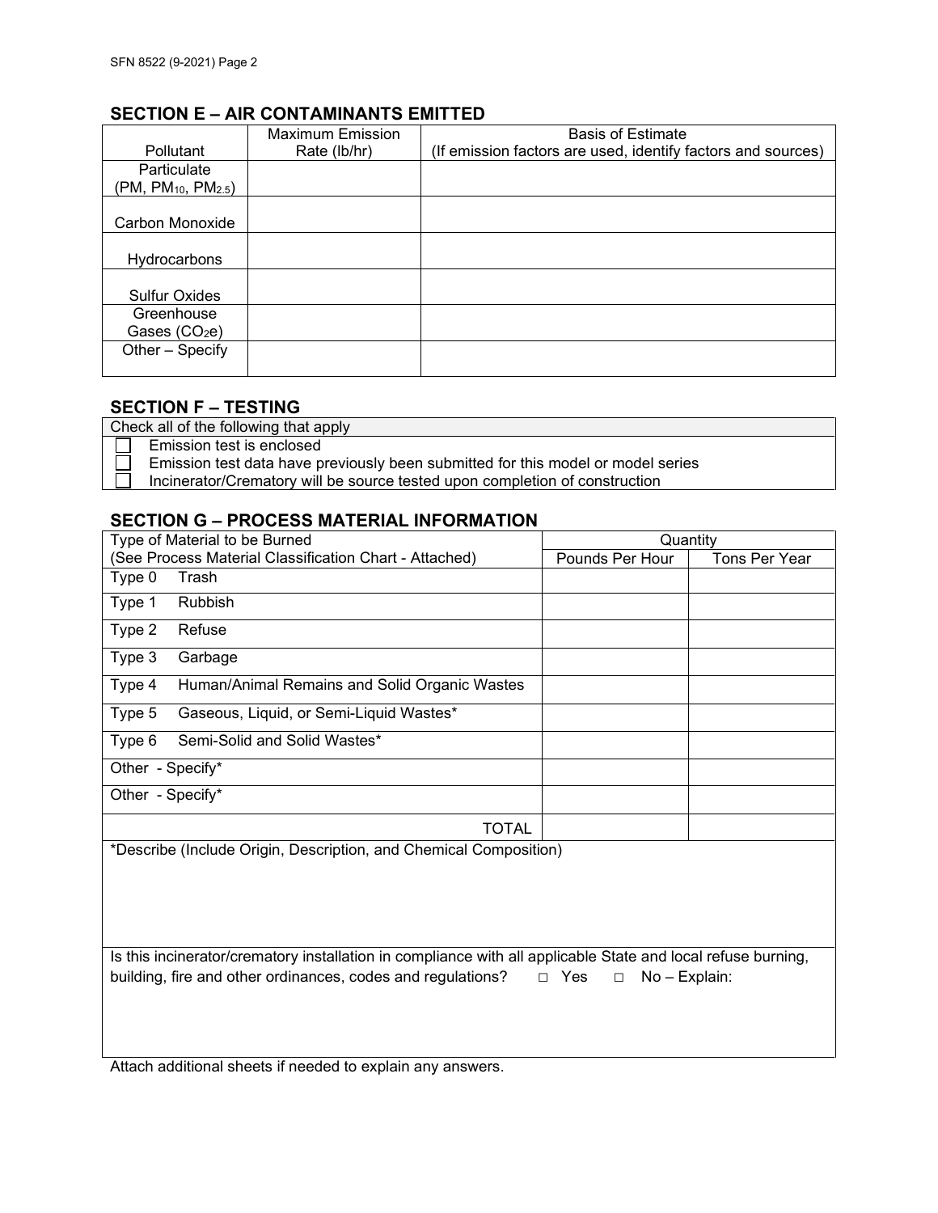## SECTION E – AIR CONTAMINANTS EMITTED

| Pollutant | Maximum Emission Rate (lb/hr) | Basis of Estimate (If emission factors are used, identify factors and sources) |
| --- | --- | --- |
| Particulate (PM, $PM_{10}$, $PM_{2.5}$) | | |
| Carbon Monoxide | | |
| Hydrocarbons | | |
| Sulfur Oxides | | |
| Greenhouse Gases ($CO_2e$) | | |
| Other – Specify | | |

## SECTION F – TESTING

Check all of the following that apply

- ☐ Emission test is enclosed
- ☐ Emission test data have previously been submitted for this model or model series
- ☐ Incinerator/Crematory will be source tested upon completion of construction

## SECTION G – PROCESS MATERIAL INFORMATION

| Type of Material to be Burned (See Process Material Classification Chart - Attached) | Quantity | |
| --- | --- | --- |
| | Pounds Per Hour | Tons Per Year |
| Type 0 Trash | | |
| Type 1 Rubbish | | |
| Type 2 Refuse | | |
| Type 3 Garbage | | |
| Type 4 Human/Animal Remains and Solid Organic Wastes | | |
| Type 5 Gaseous, Liquid, or Semi-Liquid Wastes* | | |
| Type 6 Semi-Solid and Solid Wastes* | | |
| Other - Specify* | | |
| Other - Specify* | | |
| TOTAL | | |

*Describe (Include Origin, Description, and Chemical Composition)

Is this incinerator/crematory installation in compliance with all applicable State and local refuse burning, building, fire and other ordinances, codes and regulations? ☐ Yes ☐ No – Explain:

Attach additional sheets if needed to explain any answers.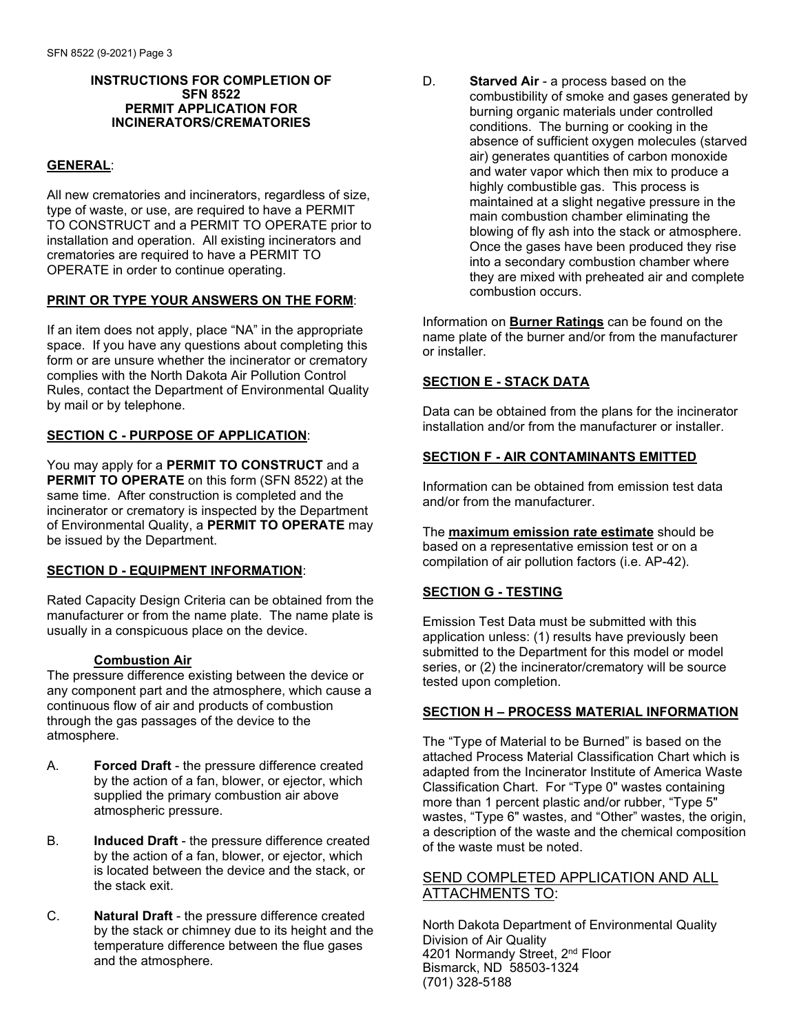# INSTRUCTIONS FOR COMPLETION OF SFN 8522 PERMIT APPLICATION FOR INCINERATORS/CREMATORIES

## GENERAL:

All new crematories and incinerators, regardless of size, type of waste, or use, are required to have a PERMIT TO CONSTRUCT and a PERMIT TO OPERATE prior to installation and operation. All existing incinerators and crematories are required to have a PERMIT TO OPERATE in order to continue operating.

## PRINT OR TYPE YOUR ANSWERS ON THE FORM:

If an item does not apply, place "NA" in the appropriate space. If you have any questions about completing this form or are unsure whether the incinerator or crematory complies with the North Dakota Air Pollution Control Rules, contact the Department of Environmental Quality by mail or by telephone.

## SECTION C - PURPOSE OF APPLICATION:

You may apply for a **PERMIT TO CONSTRUCT** and a **PERMIT TO OPERATE** on this form (SFN 8522) at the same time. After construction is completed and the incinerator or crematory is inspected by the Department of Environmental Quality, a **PERMIT TO OPERATE** may be issued by the Department.

## SECTION D - EQUIPMENT INFORMATION:

Rated Capacity Design Criteria can be obtained from the manufacturer or from the name plate. The name plate is usually in a conspicuous place on the device.

### Combustion Air

The pressure difference existing between the device or any component part and the atmosphere, which cause a continuous flow of air and products of combustion through the gas passages of the device to the atmosphere.

A. **Forced Draft** - the pressure difference created by the action of a fan, blower, or ejector, which supplied the primary combustion air above atmospheric pressure.

B. **Induced Draft** - the pressure difference created by the action of a fan, blower, or ejector, which is located between the device and the stack, or the stack exit.

C. **Natural Draft** - the pressure difference created by the stack or chimney due to its height and the temperature difference between the flue gases and the atmosphere.

D. **Starved Air** - a process based on the combustibility of smoke and gases generated by burning organic materials under controlled conditions. The burning or cooking in the absence of sufficient oxygen molecules (starved air) generates quantities of carbon monoxide and water vapor which then mix to produce a highly combustible gas. This process is maintained at a slight negative pressure in the main combustion chamber eliminating the blowing of fly ash into the stack or atmosphere. Once the gases have been produced they rise into a secondary combustion chamber where they are mixed with preheated air and complete combustion occurs.

Information on **Burner Ratings** can be found on the name plate of the burner and/or from the manufacturer or installer.

## SECTION E - STACK DATA

Data can be obtained from the plans for the incinerator installation and/or from the manufacturer or installer.

## SECTION F - AIR CONTAMINANTS EMITTED

Information can be obtained from emission test data and/or from the manufacturer.

The **maximum emission rate estimate** should be based on a representative emission test or on a compilation of air pollution factors (i.e. AP-42).

## SECTION G - TESTING

Emission Test Data must be submitted with this application unless: (1) results have previously been submitted to the Department for this model or model series, or (2) the incinerator/crematory will be source tested upon completion.

## SECTION H – PROCESS MATERIAL INFORMATION

The "Type of Material to be Burned" is based on the attached Process Material Classification Chart which is adapted from the Incinerator Institute of America Waste Classification Chart. For "Type 0" wastes containing more than 1 percent plastic and/or rubber, "Type 5" wastes, "Type 6" wastes, and "Other" wastes, the origin, a description of the waste and the chemical composition of the waste must be noted.

## SEND COMPLETED APPLICATION AND ALL ATTACHMENTS TO:

North Dakota Department of Environmental Quality
Division of Air Quality
4201 Normandy Street, 2nd Floor
Bismarck, ND 58503-1324
(701) 328-5188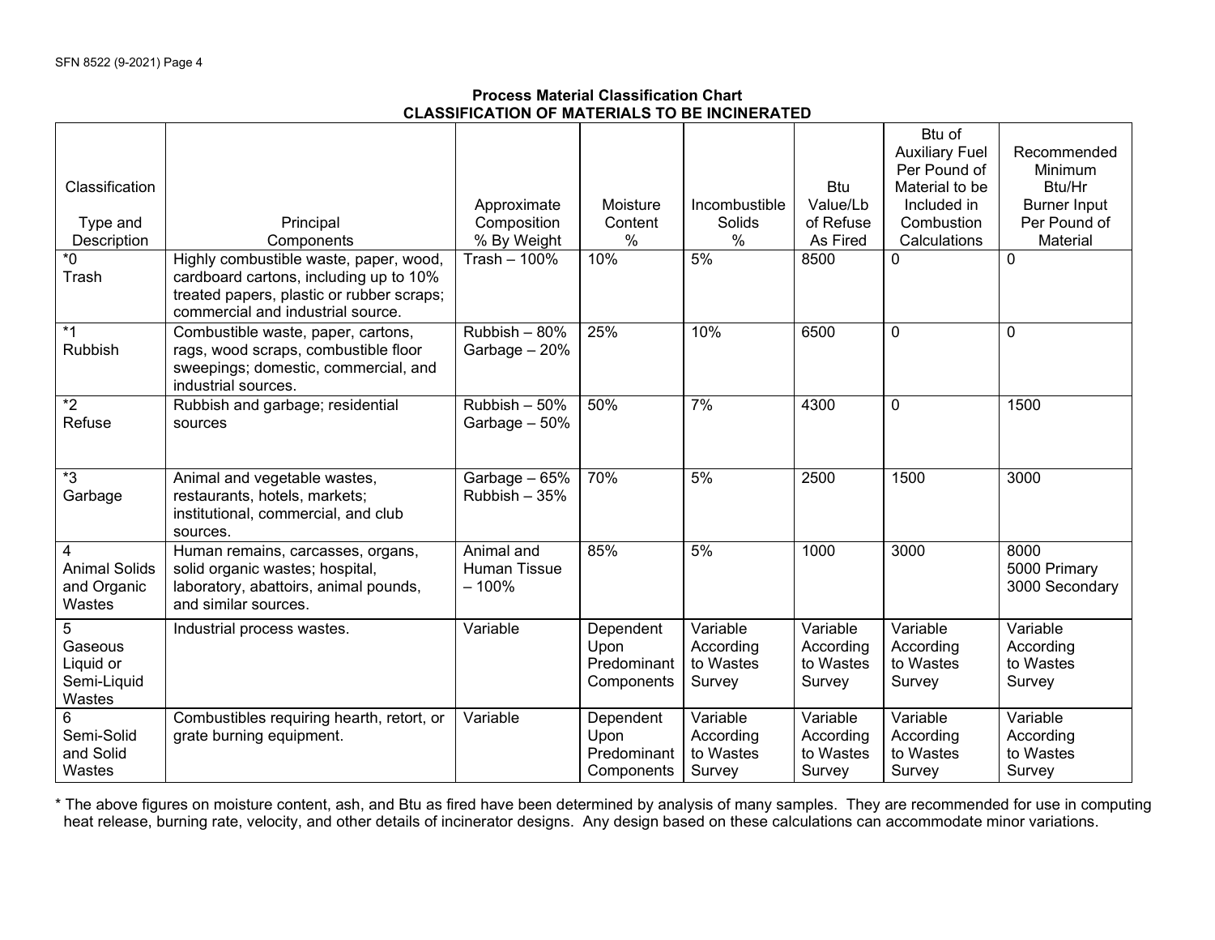**Process Material Classification Chart**
**CLASSIFICATION OF MATERIALS TO BE INCINERATED**

| Classification Type and Description | Principal Components | Approximate Composition % By Weight | Moisture Content % | Incombustible Solids % | Btu Value/Lb of Refuse As Fired | Btu of Auxiliary Fuel Per Pound of Material to be Included in Combustion Calculations | Recommended Minimum Btu/Hr Burner Input Per Pound of Material |
|---|---|---|---|---|---|---|---|
| *0 Trash | Highly combustible waste, paper, wood, cardboard cartons, including up to 10% treated papers, plastic or rubber scraps; commercial and industrial source. | Trash – 100% | 10% | 5% | 8500 | 0 | 0 |
| *1 Rubbish | Combustible waste, paper, cartons, rags, wood scraps, combustible floor sweepings; domestic, commercial, and industrial sources. | Rubbish – 80% Garbage – 20% | 25% | 10% | 6500 | 0 | 0 |
| *2 Refuse | Rubbish and garbage; residential sources | Rubbish – 50% Garbage – 50% | 50% | 7% | 4300 | 0 | 1500 |
| *3 Garbage | Animal and vegetable wastes, restaurants, hotels, markets; institutional, commercial, and club sources. | Garbage – 65% Rubbish – 35% | 70% | 5% | 2500 | 1500 | 3000 |
| 4 Animal Solids and Organic Wastes | Human remains, carcasses, organs, solid organic wastes; hospital, laboratory, abattoirs, animal pounds, and similar sources. | Animal and Human Tissue – 100% | 85% | 5% | 1000 | 3000 | 8000 5000 Primary 3000 Secondary |
| 5 Gaseous Liquid or Semi-Liquid Wastes | Industrial process wastes. | Variable | Dependent Upon Predominant Components | Variable According to Wastes Survey | Variable According to Wastes Survey | Variable According to Wastes Survey | Variable According to Wastes Survey |
| 6 Semi-Solid and Solid Wastes | Combustibles requiring hearth, retort, or grate burning equipment. | Variable | Dependent Upon Predominant Components | Variable According to Wastes Survey | Variable According to Wastes Survey | Variable According to Wastes Survey | Variable According to Wastes Survey |

\* The above figures on moisture content, ash, and Btu as fired have been determined by analysis of many samples. They are recommended for use in computing heat release, burning rate, velocity, and other details of incinerator designs. Any design based on these calculations can accommodate minor variations.